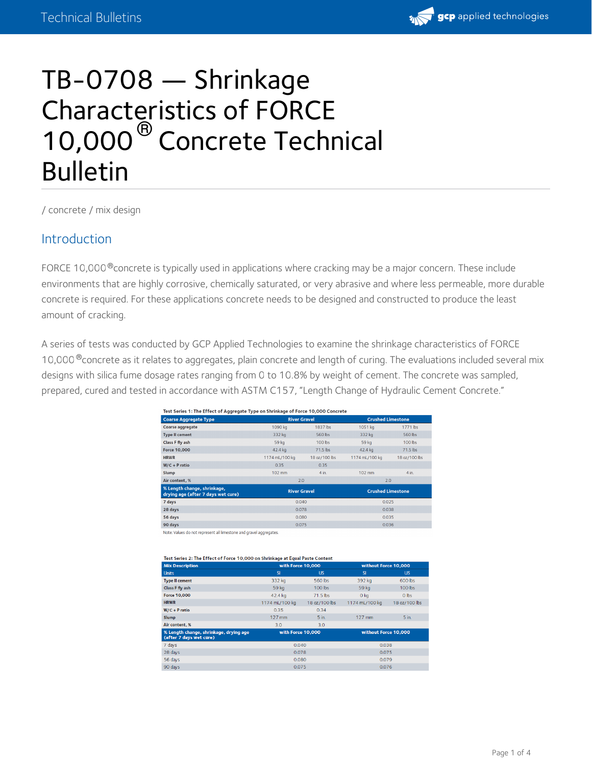# TB-0708 — Shrinkage Characteristics of FORCE 10,000® Concrete Technical Bulletin

/ concrete / mix design

## Introduction

FORCE 10,000®concrete is typically used in applications where cracking may be a major concern. These include environments that are highly corrosive, chemically saturated, or very abrasive and where less permeable, more durable concrete is required. For these applications concrete needs to be designed and constructed to produce the least amount of cracking.

A series of tests was conducted by GCP Applied Technologies to examine the shrinkage characteristics of FORCE 10,000®concrete as it relates to aggregates, plain concrete and length of curing. The evaluations included several mix designs with silica fume dosage rates ranging from 0 to 10.8% by weight of cement. The concrete was sampled, prepared, cured and tested in accordance with ASTM C157, "Length Change of Hydraulic Cement Concrete."

**Test Series 1: The Effect of Aggregate Type on Shrinkage of Force 10,000 Concrete**

| Coarse Aggregate Type | River Gravel | | Crushed Limestone | |
|---|---|---|---|---|
| Coarse aggregate | 1090 kg | 1837 lbs | 1051 kg | 1771 lbs |
| Type II cement | 332 kg | 560 lbs | 332 kg | 560 lbs |
| Class F fly ash | 59 kg | 100 lbs | 59 kg | 100 lbs |
| Force 10,000 | 42.4 kg | 71.5 lbs | 42.4 kg | 71.5 lbs |
| HRWR | 1174 mL/100 kg | 18 oz/100 lbs | 1174 mL/100 kg | 18 oz/100 lbs |
| W/C + P ratio | 0.35 | 0.35 | | |
| Slump | 102 mm | 4 in. | 102 mm | 4 in. |
| Air content, % | 2.0 | | 2.0 | |
| **% Length change, shrinkage, drying age (after 7 days wet cure)** | **River Gravel** | | **Crushed Limestone** | |
| 7 days | 0.040 | | 0.025 | |
| 28 days | 0.078 | | 0.038 | |
| 56 days | 0.080 | | 0.035 | |
| 90 days | 0.075 | | 0.036 | |

Note: Values do not represent all limestone and gravel aggregates.

**Test Series 2: The Effect of Force 10,000 on Shrinkage at Equal Paste Content**

| Mix Description | with Force 10,000 | | without Force 10,000 | |
|---|---|---|---|---|
| Units | SI | US | SI | US |
| Type II cement | 332 kg | 560 lbs | 392 kg | 600 lbs |
| Class F fly ash | 59 kg | 100 lbs | 59 kg | 100 lbs |
| Force 10,000 | 42.4 kg | 71.5 lbs | 0 kg | 0 lbs |
| HRWR | 1174 mL/100 kg | 18 oz/100 lbs | 1174 mL/100 kg | 18 oz/100 lbs |
| W/C + P ratio | 0.35 | 0.34 | | |
| Slump | 127 mm | 5 in. | 127 mm | 5 in. |
| Air content, % | 3.0 | 3.0 | | |
| **% Length change, shrinkage, drying age (after 7 days wet cure)** | **with Force 10,000** | | **without Force 10,000** | |
| 7 days | 0.040 | | 0.038 | |
| 28 days | 0.078 | | 0.075 | |
| 56 days | 0.080 | | 0.079 | |
| 90 days | 0.075 | | 0.076 | |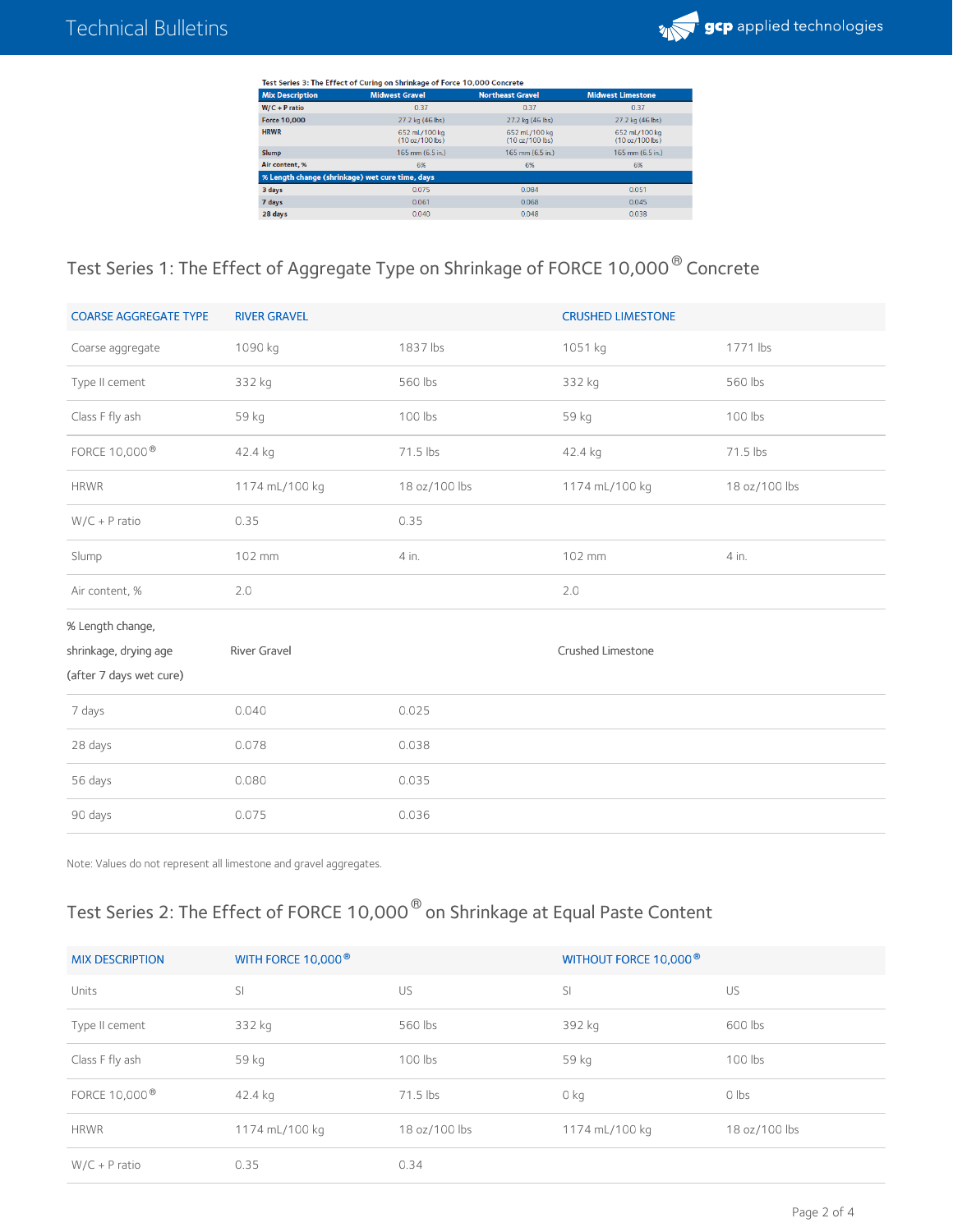Test Series 3: The Effect of Curing on Shrinkage of Force 10,000 Concrete

| Mix Description | Midwest Gravel | Northeast Gravel | Midwest Limestone |
|---|---|---|---|
| W/C + P ratio | 0.37 | 0.37 | 0.37 |
| Force 10,000 | 27.2 kg (46 lbs) | 27.2 kg (46 lbs) | 27.2 kg (46 lbs) |
| HRWR | 652 mL/100 kg (10 oz/100 lbs) | 652 mL/100 kg (10 oz/100 lbs) | 652 mL/100 kg (10 oz/100 lbs) |
| Slump | 165 mm (6.5 in.) | 165 mm (6.5 in.) | 165 mm (6.5 in.) |
| Air content, % | 6% | 6% | 6% |
| **% Length change (shrinkage) wet cure time, days** | | | |
| 3 days | 0.075 | 0.084 | 0.051 |
| 7 days | 0.061 | 0.068 | 0.045 |
| 28 days | 0.040 | 0.048 | 0.038 |

## Test Series 1: The Effect of Aggregate Type on Shrinkage of FORCE 10,000® Concrete

| COARSE AGGREGATE TYPE | RIVER GRAVEL | | CRUSHED LIMESTONE | |
|---|---|---|---|---|
| Coarse aggregate | 1090 kg | 1837 lbs | 1051 kg | 1771 lbs |
| Type II cement | 332 kg | 560 lbs | 332 kg | 560 lbs |
| Class F fly ash | 59 kg | 100 lbs | 59 kg | 100 lbs |
| FORCE 10,000® | 42.4 kg | 71.5 lbs | 42.4 kg | 71.5 lbs |
| HRWR | 1174 mL/100 kg | 18 oz/100 lbs | 1174 mL/100 kg | 18 oz/100 lbs |
| W/C + P ratio | 0.35 | 0.35 | | |
| Slump | 102 mm | 4 in. | 102 mm | 4 in. |
| Air content, % | 2.0 | | 2.0 | |
| % Length change, shrinkage, drying age (after 7 days wet cure) | River Gravel | | Crushed Limestone | |
| 7 days | 0.040 | 0.025 | | |
| 28 days | 0.078 | 0.038 | | |
| 56 days | 0.080 | 0.035 | | |
| 90 days | 0.075 | 0.036 | | |

Note: Values do not represent all limestone and gravel aggregates.

## Test Series 2: The Effect of FORCE 10,000® on Shrinkage at Equal Paste Content

| MIX DESCRIPTION | WITH FORCE 10,000® | | WITHOUT FORCE 10,000® | |
|---|---|---|---|---|
| Units | SI | US | SI | US |
| Type II cement | 332 kg | 560 lbs | 392 kg | 600 lbs |
| Class F fly ash | 59 kg | 100 lbs | 59 kg | 100 lbs |
| FORCE 10,000® | 42.4 kg | 71.5 lbs | 0 kg | 0 lbs |
| HRWR | 1174 mL/100 kg | 18 oz/100 lbs | 1174 mL/100 kg | 18 oz/100 lbs |
| W/C + P ratio | 0.35 | 0.34 | | |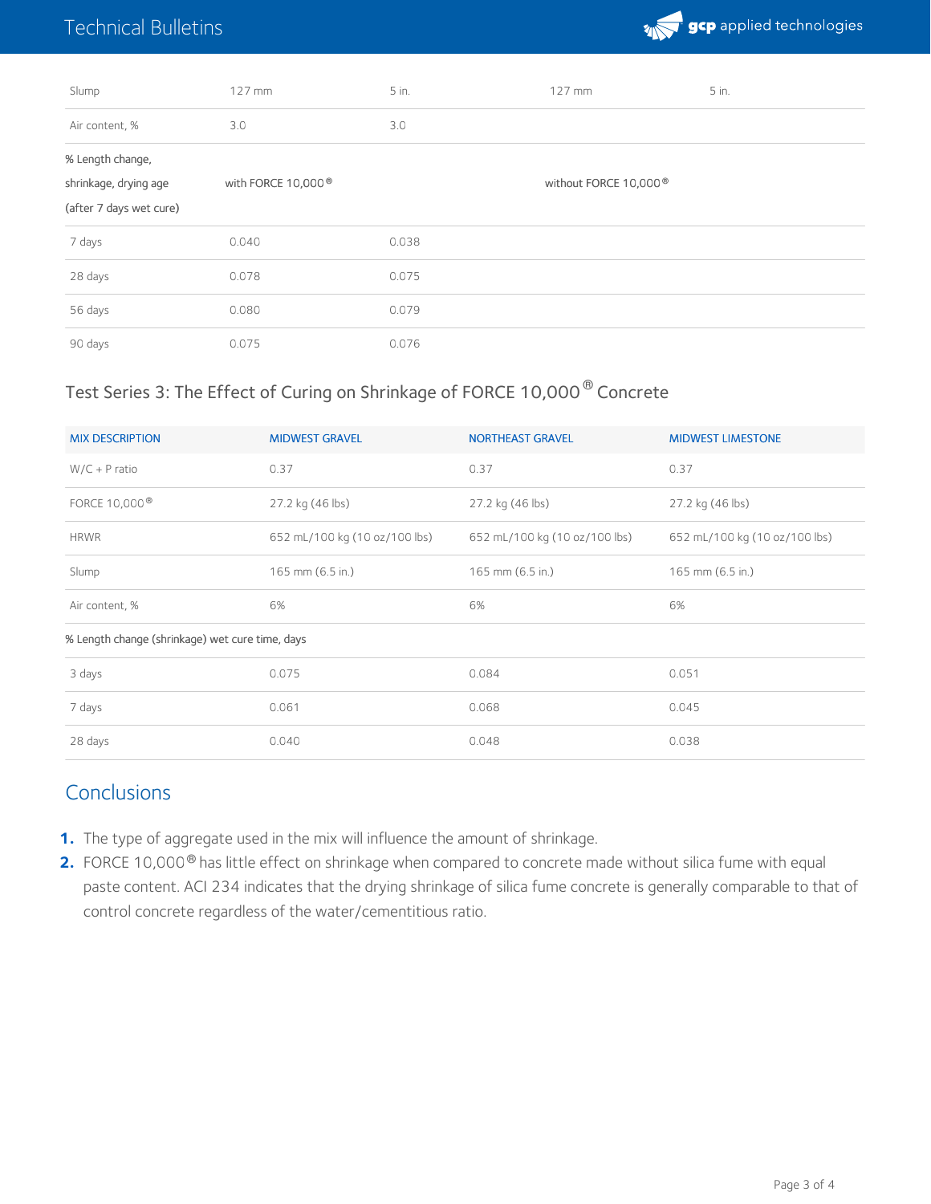| | | | | |
|---|---|---|---|---|
| Slump | 127 mm | 5 in. | 127 mm | 5 in. |
| Air content, % | 3.0 | 3.0 | | |
| % Length change, shrinkage, drying age (after 7 days wet cure) | with FORCE 10,000® | | without FORCE 10,000® | |
| 7 days | 0.040 | 0.038 | | |
| 28 days | 0.078 | 0.075 | | |
| 56 days | 0.080 | 0.079 | | |
| 90 days | 0.075 | 0.076 | | |

## Test Series 3: The Effect of Curing on Shrinkage of FORCE 10,000® Concrete

| MIX DESCRIPTION | MIDWEST GRAVEL | NORTHEAST GRAVEL | MIDWEST LIMESTONE |
|---|---|---|---|
| W/C + P ratio | 0.37 | 0.37 | 0.37 |
| FORCE 10,000® | 27.2 kg (46 lbs) | 27.2 kg (46 lbs) | 27.2 kg (46 lbs) |
| HRWR | 652 mL/100 kg (10 oz/100 lbs) | 652 mL/100 kg (10 oz/100 lbs) | 652 mL/100 kg (10 oz/100 lbs) |
| Slump | 165 mm (6.5 in.) | 165 mm (6.5 in.) | 165 mm (6.5 in.) |
| Air content, % | 6% | 6% | 6% |
| % Length change (shrinkage) wet cure time, days | | | |
| 3 days | 0.075 | 0.084 | 0.051 |
| 7 days | 0.061 | 0.068 | 0.045 |
| 28 days | 0.040 | 0.048 | 0.038 |

## Conclusions

1. The type of aggregate used in the mix will influence the amount of shrinkage.
2. FORCE 10,000® has little effect on shrinkage when compared to concrete made without silica fume with equal paste content. ACI 234 indicates that the drying shrinkage of silica fume concrete is generally comparable to that of control concrete regardless of the water/cementitious ratio.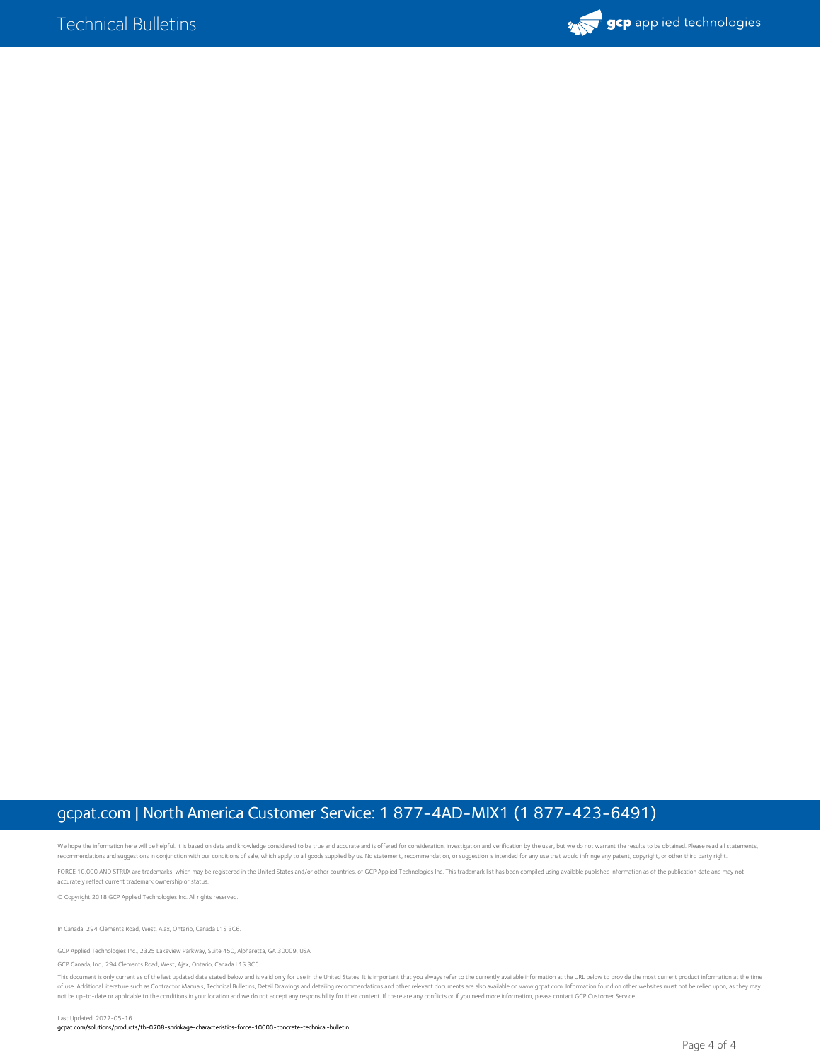gcpat.com | North America Customer Service: 1 877-4AD-MIX1 (1 877-423-6491)

We hope the information here will be helpful. It is based on data and knowledge considered to be true and accurate and is offered for consideration, investigation and verification by the user, but we do not warrant the results to be obtained. Please read all statements, recommendations and suggestions in conjunction with our conditions of sale, which apply to all goods supplied by us. No statement, recommendation, or suggestion is intended for any use that would infringe any patent, copyright, or other third party right.

FORCE 10,000 AND STRUX are trademarks, which may be registered in the United States and/or other countries, of GCP Applied Technologies Inc. This trademark list has been compiled using available published information as of the publication date and may not accurately reflect current trademark ownership or status.

© Copyright 2018 GCP Applied Technologies Inc. All rights reserved.

In Canada, 294 Clements Road, West, Ajax, Ontario, Canada L1S 3C6.

GCP Applied Technologies Inc., 2325 Lakeview Parkway, Suite 450, Alpharetta, GA 30009, USA

GCP Canada, Inc., 294 Clements Road, West, Ajax, Ontario, Canada L1S 3C6

This document is only current as of the last updated date stated below and is valid only for use in the United States. It is important that you always refer to the currently available information at the URL below to provide the most current product information at the time of use. Additional literature such as Contractor Manuals, Technical Bulletins, Detail Drawings and detailing recommendations and other relevant documents are also available on www.gcpat.com. Information found on other websites must not be relied upon, as they may not be up-to-date or applicable to the conditions in your location and we do not accept any responsibility for their content. If there are any conflicts or if you need more information, please contact GCP Customer Service.

Last Updated: 2022-05-16

gcpat.com/solutions/products/tb-0708-shrinkage-characteristics-force-10000-concrete-technical-bulletin